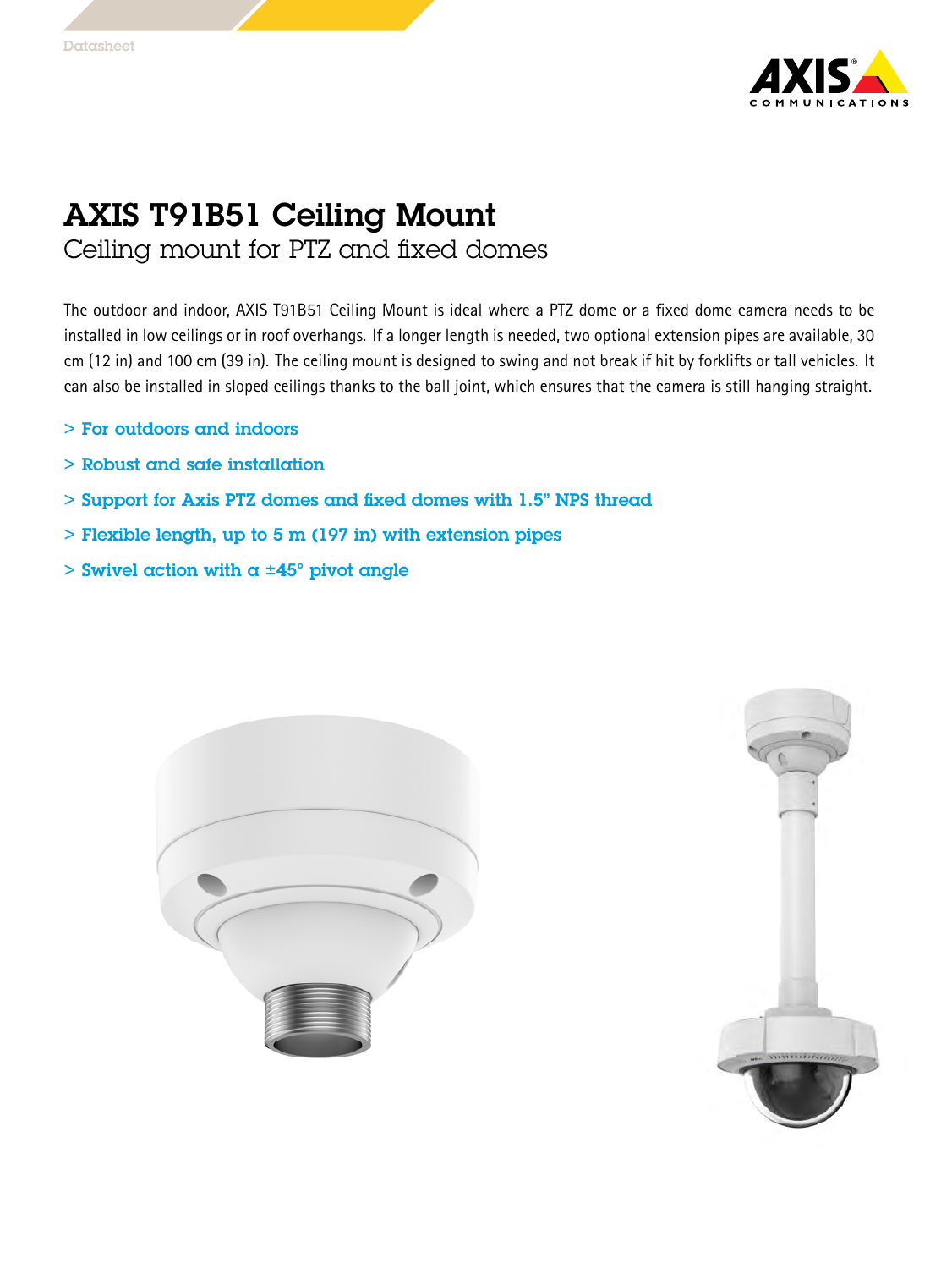# AXIS T91B51 Ceiling Mount

## Ceiling mount for PTZ and fixed domes

The outdoor and indoor, AXIS T91B51 Ceiling Mount is ideal where a PTZ dome or a fixed dome camera needs to be installed in low ceilings or in roof overhangs. If a longer length is needed, two optional extension pipes are available, 30 cm (12 in) and 100 cm (39 in). The ceiling mount is designed to swing and not break if hit by forklifts or tall vehicles. It can also be installed in sloped ceilings thanks to the ball joint, which ensures that the camera is still hanging straight.

> For outdoors and indoors

> Robust and safe installation

> Support for Axis PTZ domes and fixed domes with 1.5" NPS thread

> Flexible length, up to 5 m (197 in) with extension pipes

> Swivel action with a ±45° pivot angle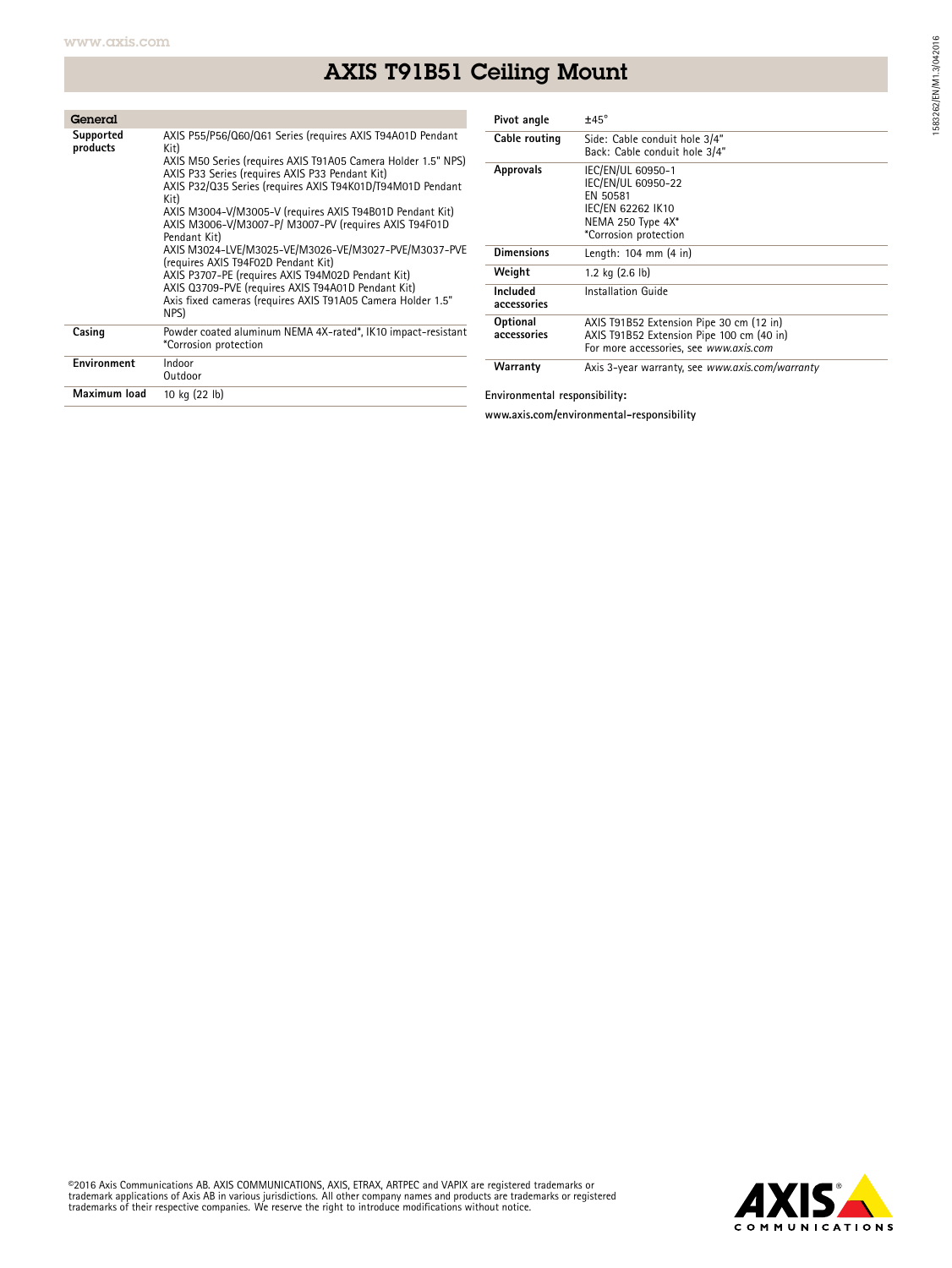# AXIS T91B51 Ceiling Mount

| General | |
|---|---|
| **Supported products** | AXIS P55/P56/Q60/Q61 Series (requires AXIS T94A01D Pendant Kit)<br>AXIS M50 Series (requires AXIS T91A05 Camera Holder 1.5" NPS)<br>AXIS P33 Series (requires AXIS P33 Pendant Kit)<br>AXIS P32/Q35 Series (requires AXIS T94K01D/T94M01D Pendant Kit)<br>AXIS M3004-V/M3005-V (requires AXIS T94B01D Pendant Kit)<br>AXIS M3006-V/M3007-P/ M3007-PV (requires AXIS T94F01D Pendant Kit)<br>AXIS M3024-LVE/M3025-VE/M3026-VE/M3027-PVE/M3037-PVE (requires AXIS T94F02D Pendant Kit)<br>AXIS P3707-PE (requires AXIS T94M02D Pendant Kit)<br>AXIS Q3709-PVE (requires AXIS T94A01D Pendant Kit)<br>Axis fixed cameras (requires AXIS T91A05 Camera Holder 1.5" NPS) |
| **Casing** | Powder coated aluminum NEMA 4X-rated*, IK10 impact-resistant<br>*Corrosion protection |
| **Environment** | Indoor<br>Outdoor |
| **Maximum load** | 10 kg (22 lb) |
| **Pivot angle** | ±45° |
| **Cable routing** | Side: Cable conduit hole 3/4"<br>Back: Cable conduit hole 3/4" |
| **Approvals** | IEC/EN/UL 60950-1<br>IEC/EN/UL 60950-22<br>EN 50581<br>IEC/EN 62262 IK10<br>NEMA 250 Type 4X*<br>*Corrosion protection |
| **Dimensions** | Length: 104 mm (4 in) |
| **Weight** | 1.2 kg (2.6 lb) |
| **Included accessories** | Installation Guide |
| **Optional accessories** | AXIS T91B52 Extension Pipe 30 cm (12 in)<br>AXIS T91B52 Extension Pipe 100 cm (40 in)<br>For more accessories, see *www.axis.com* |
| **Warranty** | Axis 3-year warranty, see *www.axis.com/warranty* |

**Environmental responsibility:**

**www.axis.com/environmental-responsibility**

©2016 Axis Communications AB. AXIS COMMUNICATIONS, AXIS, ETRAX, ARTPEC and VAPIX are registered trademarks or trademark applications of Axis AB in various jurisdictions. All other company names and products are trademarks or registered trademarks of their respective companies. We reserve the right to introduce modifications without notice.

158326/EN/M1.3/042016